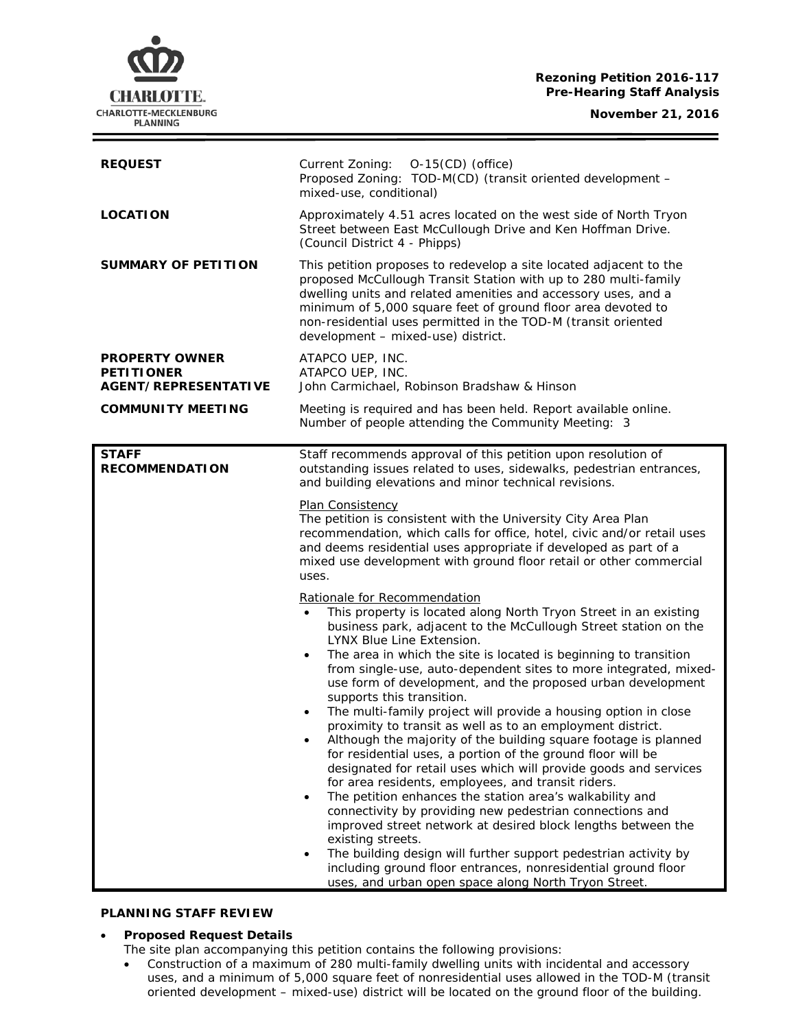**Rezoning Petition 2016-117**
**Pre-Hearing Staff Analysis**

**November 21, 2016**

| | |
|---|---|
| **REQUEST** | Current Zoning: O-15(CD) (office)<br>Proposed Zoning: TOD-M(CD) (transit oriented development – mixed-use, conditional) |
| **LOCATION** | Approximately 4.51 acres located on the west side of North Tryon Street between East McCullough Drive and Ken Hoffman Drive. (Council District 4 - Phipps) |
| **SUMMARY OF PETITION** | This petition proposes to redevelop a site located adjacent to the proposed McCullough Transit Station with up to 280 multi-family dwelling units and related amenities and accessory uses, and a minimum of 5,000 square feet of ground floor area devoted to non-residential uses permitted in the TOD-M (transit oriented development – mixed-use) district. |
| **PROPERTY OWNER**<br>**PETITIONER**<br>**AGENT/REPRESENTATIVE** | ATAPCO UEP, INC.<br>ATAPCO UEP, INC.<br>John Carmichael, Robinson Bradshaw & Hinson |
| **COMMUNITY MEETING** | Meeting is required and has been held. Report available online.<br>Number of people attending the Community Meeting: 3 |

**STAFF RECOMMENDATION**

Staff recommends approval of this petition upon resolution of outstanding issues related to uses, sidewalks, pedestrian entrances, and building elevations and minor technical revisions.

Plan Consistency

The petition is consistent with the University City Area Plan recommendation, which calls for office, hotel, civic and/or retail uses and deems residential uses appropriate if developed as part of a mixed use development with ground floor retail or other commercial uses.

Rationale for Recommendation

- This property is located along North Tryon Street in an existing business park, adjacent to the McCullough Street station on the LYNX Blue Line Extension.
- The area in which the site is located is beginning to transition from single-use, auto-dependent sites to more integrated, mixed-use form of development, and the proposed urban development supports this transition.
- The multi-family project will provide a housing option in close proximity to transit as well as to an employment district.
- Although the majority of the building square footage is planned for residential uses, a portion of the ground floor will be designated for retail uses which will provide goods and services for area residents, employees, and transit riders.
- The petition enhances the station area's walkability and connectivity by providing new pedestrian connections and improved street network at desired block lengths between the existing streets.
- The building design will further support pedestrian activity by including ground floor entrances, nonresidential ground floor uses, and urban open space along North Tryon Street.

## PLANNING STAFF REVIEW

- **Proposed Request Details**

  The site plan accompanying this petition contains the following provisions:

  - Construction of a maximum of 280 multi-family dwelling units with incidental and accessory uses, and a minimum of 5,000 square feet of nonresidential uses allowed in the TOD-M (transit oriented development – mixed-use) district will be located on the ground floor of the building.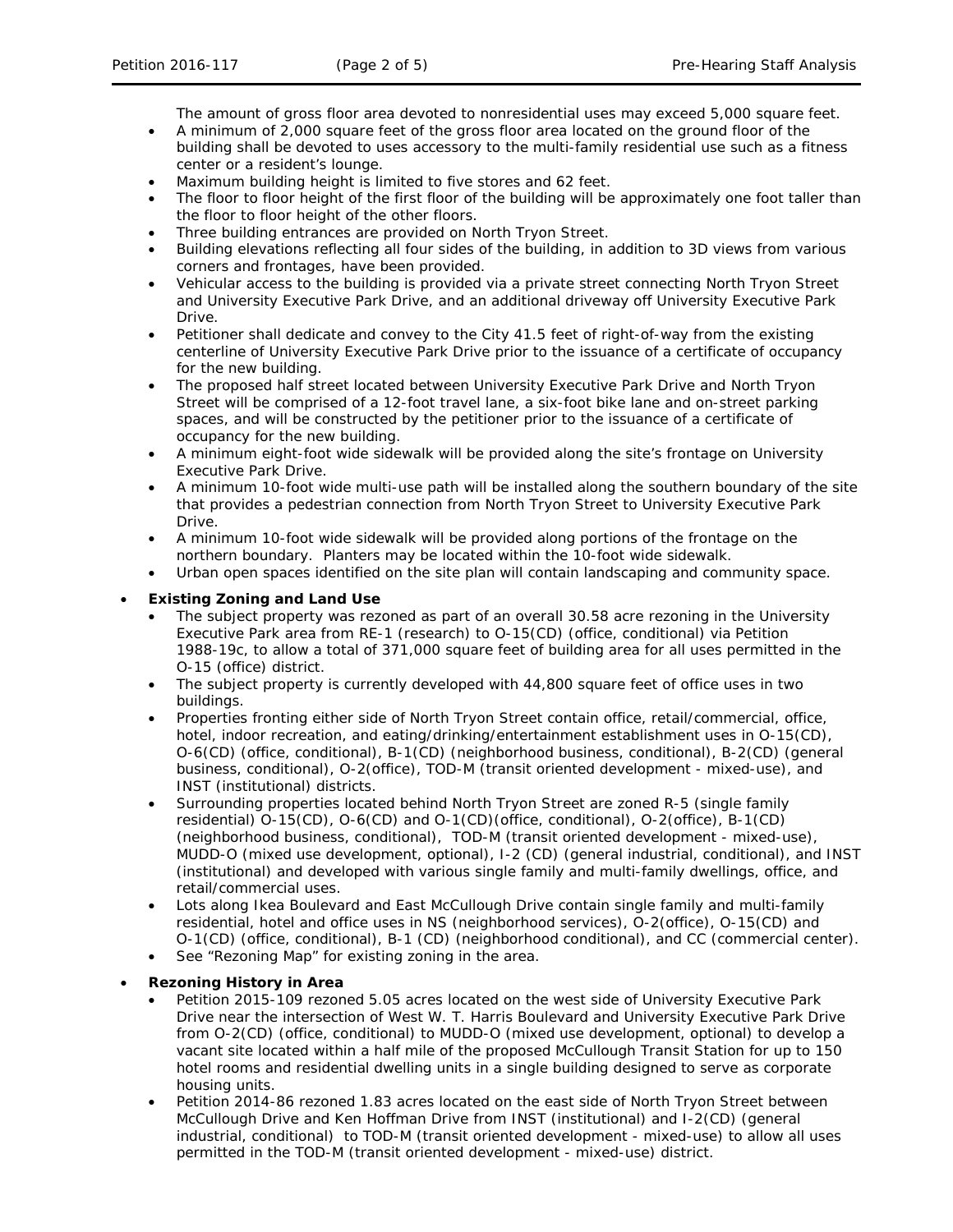The amount of gross floor area devoted to nonresidential uses may exceed 5,000 square feet.

- A minimum of 2,000 square feet of the gross floor area located on the ground floor of the building shall be devoted to uses accessory to the multi-family residential use such as a fitness center or a resident's lounge.
- Maximum building height is limited to five stores and 62 feet.
- The floor to floor height of the first floor of the building will be approximately one foot taller than the floor to floor height of the other floors.
- Three building entrances are provided on North Tryon Street.
- Building elevations reflecting all four sides of the building, in addition to 3D views from various corners and frontages, have been provided.
- Vehicular access to the building is provided via a private street connecting North Tryon Street and University Executive Park Drive, and an additional driveway off University Executive Park Drive.
- Petitioner shall dedicate and convey to the City 41.5 feet of right-of-way from the existing centerline of University Executive Park Drive prior to the issuance of a certificate of occupancy for the new building.
- The proposed half street located between University Executive Park Drive and North Tryon Street will be comprised of a 12-foot travel lane, a six-foot bike lane and on-street parking spaces, and will be constructed by the petitioner prior to the issuance of a certificate of occupancy for the new building.
- A minimum eight-foot wide sidewalk will be provided along the site's frontage on University Executive Park Drive.
- A minimum 10-foot wide multi-use path will be installed along the southern boundary of the site that provides a pedestrian connection from North Tryon Street to University Executive Park Drive.
- A minimum 10-foot wide sidewalk will be provided along portions of the frontage on the northern boundary. Planters may be located within the 10-foot wide sidewalk.
- Urban open spaces identified on the site plan will contain landscaping and community space.

- **Existing Zoning and Land Use**
  - The subject property was rezoned as part of an overall 30.58 acre rezoning in the University Executive Park area from RE-1 (research) to O-15(CD) (office, conditional) via Petition 1988-19c, to allow a total of 371,000 square feet of building area for all uses permitted in the O-15 (office) district.
  - The subject property is currently developed with 44,800 square feet of office uses in two buildings.
  - Properties fronting either side of North Tryon Street contain office, retail/commercial, office, hotel, indoor recreation, and eating/drinking/entertainment establishment uses in O-15(CD), O-6(CD) (office, conditional), B-1(CD) (neighborhood business, conditional), B-2(CD) (general business, conditional), O-2(office), TOD-M (transit oriented development - mixed-use), and INST (institutional) districts.
  - Surrounding properties located behind North Tryon Street are zoned R-5 (single family residential) O-15(CD), O-6(CD) and O-1(CD)(office, conditional), O-2(office), B-1(CD) (neighborhood business, conditional), TOD-M (transit oriented development - mixed-use), MUDD-O (mixed use development, optional), I-2 (CD) (general industrial, conditional), and INST (institutional) and developed with various single family and multi-family dwellings, office, and retail/commercial uses.
  - Lots along Ikea Boulevard and East McCullough Drive contain single family and multi-family residential, hotel and office uses in NS (neighborhood services), O-2(office), O-15(CD) and O-1(CD) (office, conditional), B-1 (CD) (neighborhood conditional), and CC (commercial center).
  - See "Rezoning Map" for existing zoning in the area.

- **Rezoning History in Area**
  - Petition 2015-109 rezoned 5.05 acres located on the west side of University Executive Park Drive near the intersection of West W. T. Harris Boulevard and University Executive Park Drive from O-2(CD) (office, conditional) to MUDD-O (mixed use development, optional) to develop a vacant site located within a half mile of the proposed McCullough Transit Station for up to 150 hotel rooms and residential dwelling units in a single building designed to serve as corporate housing units.
  - Petition 2014-86 rezoned 1.83 acres located on the east side of North Tryon Street between McCullough Drive and Ken Hoffman Drive from INST (institutional) and I-2(CD) (general industrial, conditional) to TOD-M (transit oriented development - mixed-use) to allow all uses permitted in the TOD-M (transit oriented development - mixed-use) district.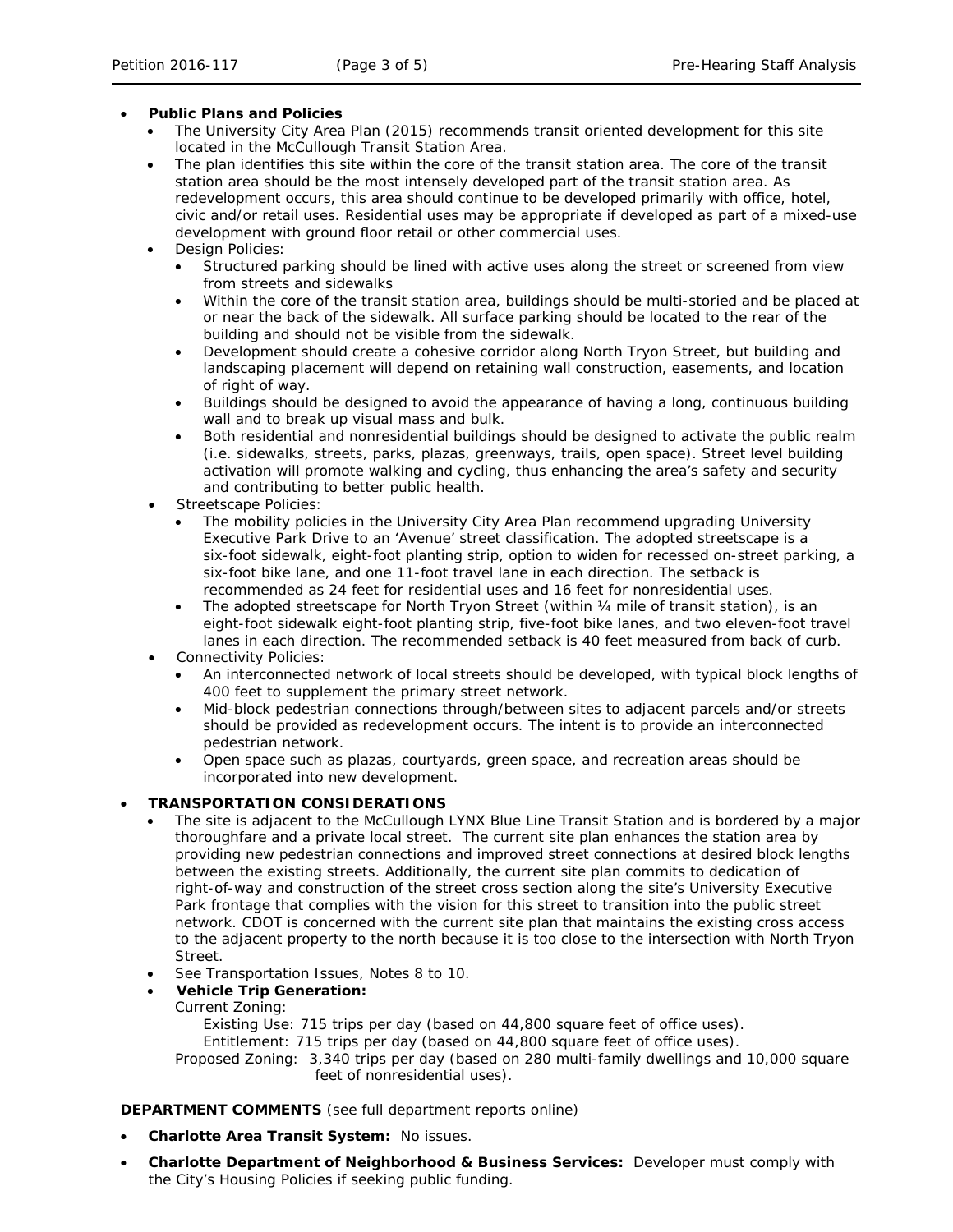- **Public Plans and Policies**
  - The University City Area Plan (2015) recommends transit oriented development for this site located in the McCullough Transit Station Area.
  - The plan identifies this site within the core of the transit station area. The core of the transit station area should be the most intensely developed part of the transit station area. As redevelopment occurs, this area should continue to be developed primarily with office, hotel, civic and/or retail uses. Residential uses may be appropriate if developed as part of a mixed-use development with ground floor retail or other commercial uses.
  - Design Policies:
    - Structured parking should be lined with active uses along the street or screened from view from streets and sidewalks
    - Within the core of the transit station area, buildings should be multi-storied and be placed at or near the back of the sidewalk. All surface parking should be located to the rear of the building and should not be visible from the sidewalk.
    - Development should create a cohesive corridor along North Tryon Street, but building and landscaping placement will depend on retaining wall construction, easements, and location of right of way.
    - Buildings should be designed to avoid the appearance of having a long, continuous building wall and to break up visual mass and bulk.
    - Both residential and nonresidential buildings should be designed to activate the public realm (i.e. sidewalks, streets, parks, plazas, greenways, trails, open space). Street level building activation will promote walking and cycling, thus enhancing the area's safety and security and contributing to better public health.
  - Streetscape Policies:
    - The mobility policies in the University City Area Plan recommend upgrading University Executive Park Drive to an 'Avenue' street classification. The adopted streetscape is a six-foot sidewalk, eight-foot planting strip, option to widen for recessed on-street parking, a six-foot bike lane, and one 11-foot travel lane in each direction. The setback is recommended as 24 feet for residential uses and 16 feet for nonresidential uses.
    - The adopted streetscape for North Tryon Street (within ¼ mile of transit station), is an eight-foot sidewalk eight-foot planting strip, five-foot bike lanes, and two eleven-foot travel lanes in each direction. The recommended setback is 40 feet measured from back of curb.
  - Connectivity Policies:
    - An interconnected network of local streets should be developed, with typical block lengths of 400 feet to supplement the primary street network.
    - Mid-block pedestrian connections through/between sites to adjacent parcels and/or streets should be provided as redevelopment occurs. The intent is to provide an interconnected pedestrian network.
    - Open space such as plazas, courtyards, green space, and recreation areas should be incorporated into new development.

- **TRANSPORTATION CONSIDERATIONS**
  - The site is adjacent to the McCullough LYNX Blue Line Transit Station and is bordered by a major thoroughfare and a private local street. The current site plan enhances the station area by providing new pedestrian connections and improved street connections at desired block lengths between the existing streets. Additionally, the current site plan commits to dedication of right-of-way and construction of the street cross section along the site's University Executive Park frontage that complies with the vision for this street to transition into the public street network. CDOT is concerned with the current site plan that maintains the existing cross access to the adjacent property to the north because it is too close to the intersection with North Tryon Street.
  - See Transportation Issues, Notes 8 to 10.
  - **Vehicle Trip Generation:**

    Current Zoning:

    Existing Use: 715 trips per day (based on 44,800 square feet of office uses).

    Entitlement: 715 trips per day (based on 44,800 square feet of office uses).

    Proposed Zoning: 3,340 trips per day (based on 280 multi-family dwellings and 10,000 square feet of nonresidential uses).

**DEPARTMENT COMMENTS** (see full department reports online)

- **Charlotte Area Transit System:** No issues.
- **Charlotte Department of Neighborhood & Business Services:** Developer must comply with the City's Housing Policies if seeking public funding.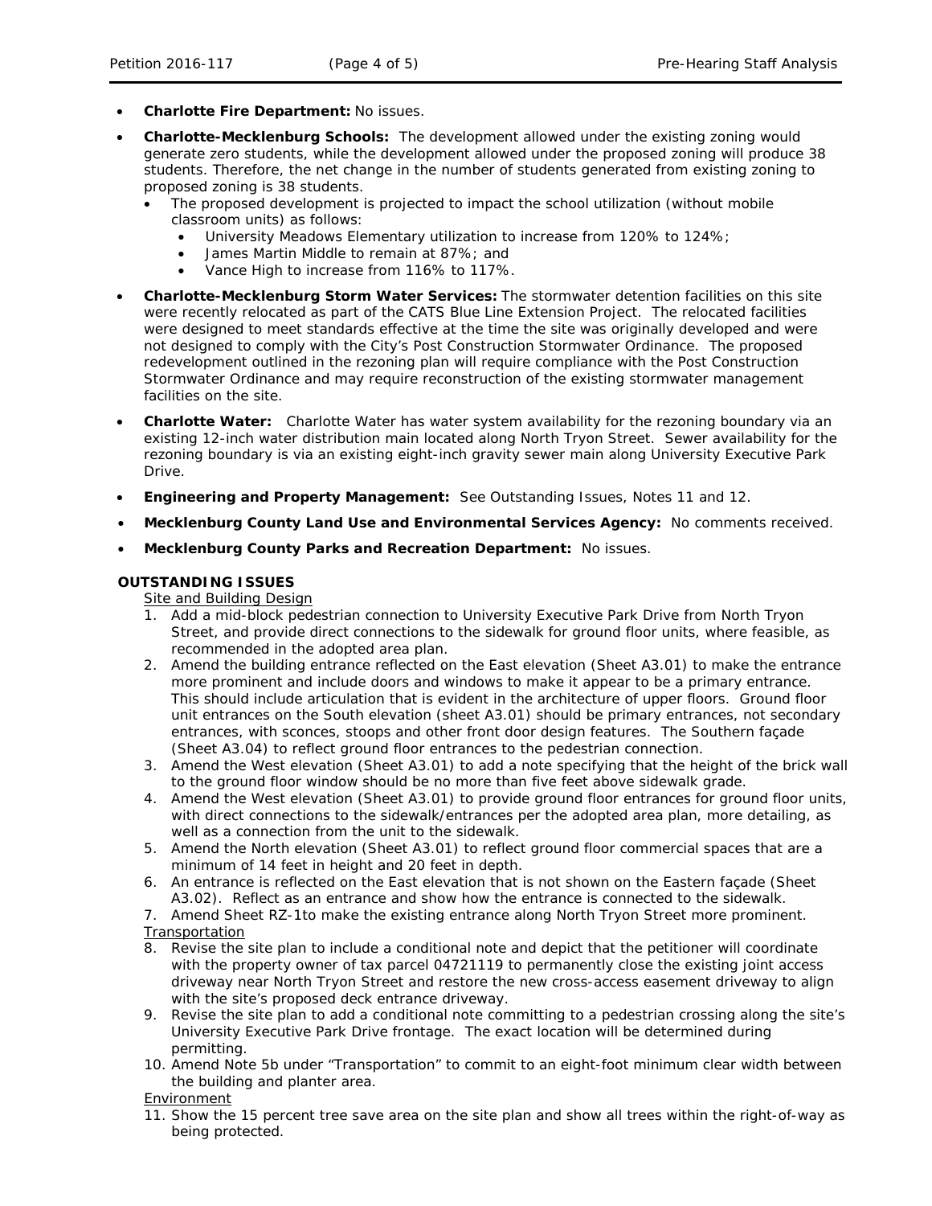- **Charlotte Fire Department:** No issues.
- **Charlotte-Mecklenburg Schools:** The development allowed under the existing zoning would generate zero students, while the development allowed under the proposed zoning will produce 38 students. Therefore, the net change in the number of students generated from existing zoning to proposed zoning is 38 students.
  - The proposed development is projected to impact the school utilization (without mobile classroom units) as follows:
    - University Meadows Elementary utilization to increase from 120% to 124%;
    - James Martin Middle to remain at 87%; and
    - Vance High to increase from 116% to 117%.
- **Charlotte-Mecklenburg Storm Water Services:** The stormwater detention facilities on this site were recently relocated as part of the CATS Blue Line Extension Project. The relocated facilities were designed to meet standards effective at the time the site was originally developed and were not designed to comply with the City's Post Construction Stormwater Ordinance. The proposed redevelopment outlined in the rezoning plan will require compliance with the Post Construction Stormwater Ordinance and may require reconstruction of the existing stormwater management facilities on the site.
- **Charlotte Water:** Charlotte Water has water system availability for the rezoning boundary via an existing 12-inch water distribution main located along North Tryon Street. Sewer availability for the rezoning boundary is via an existing eight-inch gravity sewer main along University Executive Park Drive.
- **Engineering and Property Management:** See Outstanding Issues, Notes 11 and 12.
- **Mecklenburg County Land Use and Environmental Services Agency:** No comments received.
- **Mecklenburg County Parks and Recreation Department:** No issues.

**OUTSTANDING ISSUES**

Site and Building Design

1. Add a mid-block pedestrian connection to University Executive Park Drive from North Tryon Street, and provide direct connections to the sidewalk for ground floor units, where feasible, as recommended in the adopted area plan.
2. Amend the building entrance reflected on the East elevation (Sheet A3.01) to make the entrance more prominent and include doors and windows to make it appear to be a primary entrance. This should include articulation that is evident in the architecture of upper floors. Ground floor unit entrances on the South elevation (sheet A3.01) should be primary entrances, not secondary entrances, with sconces, stoops and other front door design features. The Southern façade (Sheet A3.04) to reflect ground floor entrances to the pedestrian connection.
3. Amend the West elevation (Sheet A3.01) to add a note specifying that the height of the brick wall to the ground floor window should be no more than five feet above sidewalk grade.
4. Amend the West elevation (Sheet A3.01) to provide ground floor entrances for ground floor units, with direct connections to the sidewalk/entrances per the adopted area plan, more detailing, as well as a connection from the unit to the sidewalk.
5. Amend the North elevation (Sheet A3.01) to reflect ground floor commercial spaces that are a minimum of 14 feet in height and 20 feet in depth.
6. An entrance is reflected on the East elevation that is not shown on the Eastern façade (Sheet A3.02). Reflect as an entrance and show how the entrance is connected to the sidewalk.
7. Amend Sheet RZ-1to make the existing entrance along North Tryon Street more prominent.

Transportation

8. Revise the site plan to include a conditional note and depict that the petitioner will coordinate with the property owner of tax parcel 04721119 to permanently close the existing joint access driveway near North Tryon Street and restore the new cross-access easement driveway to align with the site's proposed deck entrance driveway.
9. Revise the site plan to add a conditional note committing to a pedestrian crossing along the site's University Executive Park Drive frontage. The exact location will be determined during permitting.
10. Amend Note 5b under "Transportation" to commit to an eight-foot minimum clear width between the building and planter area.

Environment

11. Show the 15 percent tree save area on the site plan and show all trees within the right-of-way as being protected.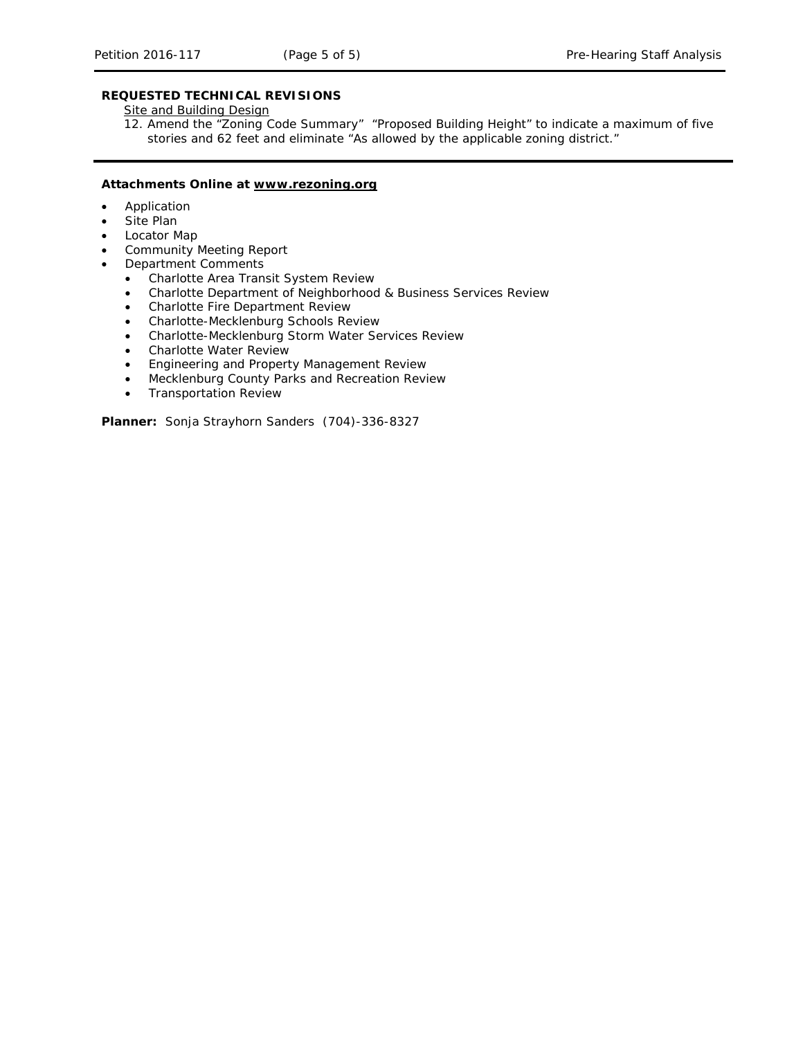**REQUESTED TECHNICAL REVISIONS**

Site and Building Design

12. Amend the "Zoning Code Summary" "Proposed Building Height" to indicate a maximum of five stories and 62 feet and eliminate "As allowed by the applicable zoning district."

---

**Attachments Online at www.rezoning.org**

- Application
- Site Plan
- Locator Map
- Community Meeting Report
- Department Comments
  - Charlotte Area Transit System Review
  - Charlotte Department of Neighborhood & Business Services Review
  - Charlotte Fire Department Review
  - Charlotte-Mecklenburg Schools Review
  - Charlotte-Mecklenburg Storm Water Services Review
  - Charlotte Water Review
  - Engineering and Property Management Review
  - Mecklenburg County Parks and Recreation Review
  - Transportation Review

**Planner:** Sonja Strayhorn Sanders (704)-336-8327